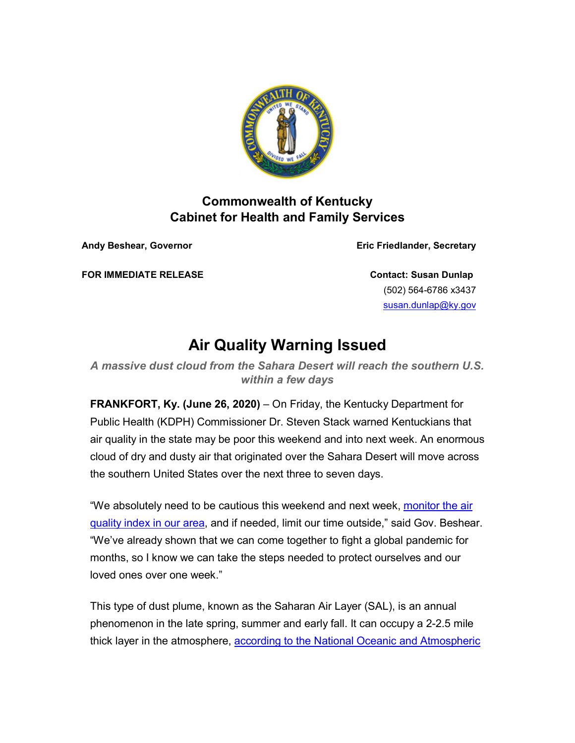**Commonwealth of Kentucky**
**Cabinet for Health and Family Services**

**Andy Beshear, Governor** | **Eric Friedlander, Secretary**

**FOR IMMEDIATE RELEASE**

**Contact: Susan Dunlap**
(502) 564-6786 x3437
susan.dunlap@ky.gov

# Air Quality Warning Issued

***A massive dust cloud from the Sahara Desert will reach the southern U.S. within a few days***

**FRANKFORT, Ky. (June 26, 2020)** – On Friday, the Kentucky Department for Public Health (KDPH) Commissioner Dr. Steven Stack warned Kentuckians that air quality in the state may be poor this weekend and into next week. An enormous cloud of dry and dusty air that originated over the Sahara Desert will move across the southern United States over the next three to seven days.

"We absolutely need to be cautious this weekend and next week, monitor the air quality index in our area, and if needed, limit our time outside," said Gov. Beshear. "We've already shown that we can come together to fight a global pandemic for months, so I know we can take the steps needed to protect ourselves and our loved ones over one week."

This type of dust plume, known as the Saharan Air Layer (SAL), is an annual phenomenon in the late spring, summer and early fall. It can occupy a 2-2.5 mile thick layer in the atmosphere, according to the National Oceanic and Atmospheric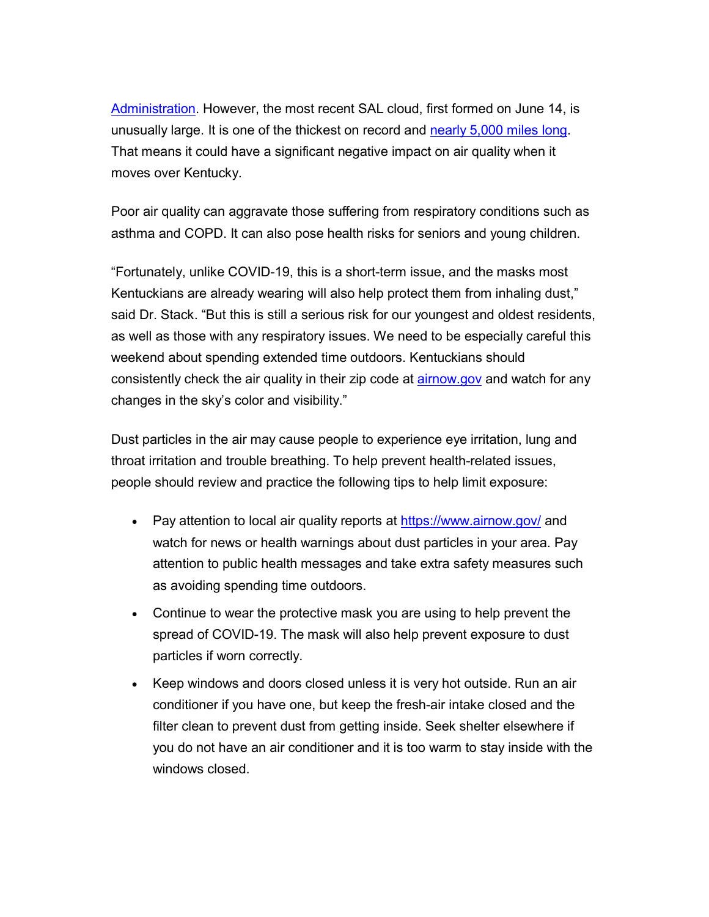Administration. However, the most recent SAL cloud, first formed on June 14, is unusually large. It is one of the thickest on record and nearly 5,000 miles long. That means it could have a significant negative impact on air quality when it moves over Kentucky.

Poor air quality can aggravate those suffering from respiratory conditions such as asthma and COPD. It can also pose health risks for seniors and young children.

“Fortunately, unlike COVID-19, this is a short-term issue, and the masks most Kentuckians are already wearing will also help protect them from inhaling dust,” said Dr. Stack. “But this is still a serious risk for our youngest and oldest residents, as well as those with any respiratory issues. We need to be especially careful this weekend about spending extended time outdoors. Kentuckians should consistently check the air quality in their zip code at airnow.gov and watch for any changes in the sky’s color and visibility.”

Dust particles in the air may cause people to experience eye irritation, lung and throat irritation and trouble breathing. To help prevent health-related issues, people should review and practice the following tips to help limit exposure:

- Pay attention to local air quality reports at https://www.airnow.gov/ and watch for news or health warnings about dust particles in your area. Pay attention to public health messages and take extra safety measures such as avoiding spending time outdoors.
- Continue to wear the protective mask you are using to help prevent the spread of COVID-19. The mask will also help prevent exposure to dust particles if worn correctly.
- Keep windows and doors closed unless it is very hot outside. Run an air conditioner if you have one, but keep the fresh-air intake closed and the filter clean to prevent dust from getting inside. Seek shelter elsewhere if you do not have an air conditioner and it is too warm to stay inside with the windows closed.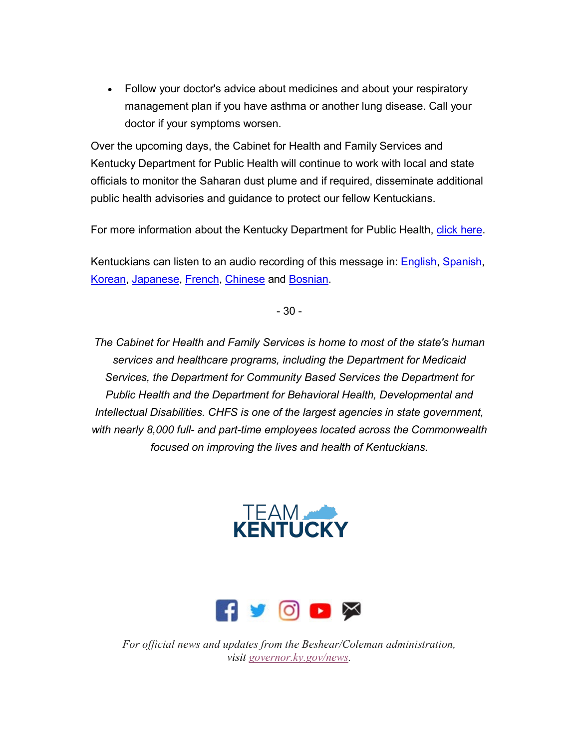- Follow your doctor's advice about medicines and about your respiratory management plan if you have asthma or another lung disease. Call your doctor if your symptoms worsen.

Over the upcoming days, the Cabinet for Health and Family Services and Kentucky Department for Public Health will continue to work with local and state officials to monitor the Saharan dust plume and if required, disseminate additional public health advisories and guidance to protect our fellow Kentuckians.

For more information about the Kentucky Department for Public Health, click here.

Kentuckians can listen to an audio recording of this message in: English, Spanish, Korean, Japanese, French, Chinese and Bosnian.

- 30 -

*The Cabinet for Health and Family Services is home to most of the state's human services and healthcare programs, including the Department for Medicaid Services, the Department for Community Based Services the Department for Public Health and the Department for Behavioral Health, Developmental and Intellectual Disabilities. CHFS is one of the largest agencies in state government, with nearly 8,000 full- and part-time employees located across the Commonwealth focused on improving the lives and health of Kentuckians.*

TEAM KENTUCKY

*For official news and updates from the Beshear/Coleman administration, visit governor.ky.gov/news.*